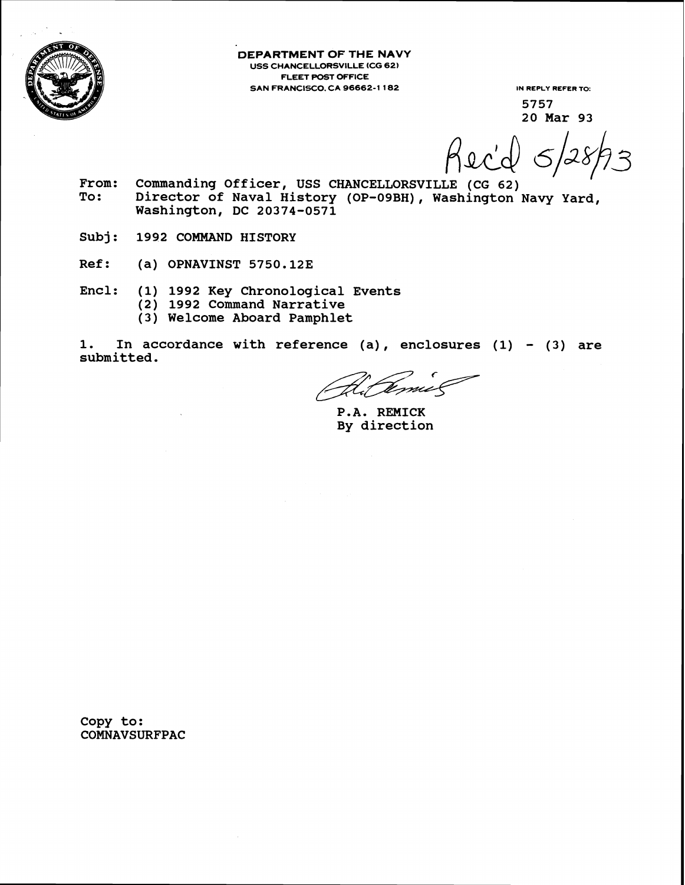**DEPARTMENT OF THE NAVY**
USS CHANCELLORSVILLE (CG 62)
FLEET POST OFFICE
SAN FRANCISCO, CA 96662-1182

IN REPLY REFER TO:
5757
20 Mar 93

Rec'd 5/28/93

From: Commanding Officer, USS CHANCELLORSVILLE (CG 62)
To: Director of Naval History (OP-09BH), Washington Navy Yard, Washington, DC 20374-0571

Subj: 1992 COMMAND HISTORY

Ref: (a) OPNAVINST 5750.12E

Encl: (1) 1992 Key Chronological Events
(2) 1992 Command Narrative
(3) Welcome Aboard Pamphlet

1. In accordance with reference (a), enclosures (1) - (3) are submitted.

P.A. REMICK
By direction

Copy to:
COMNAVSURFPAC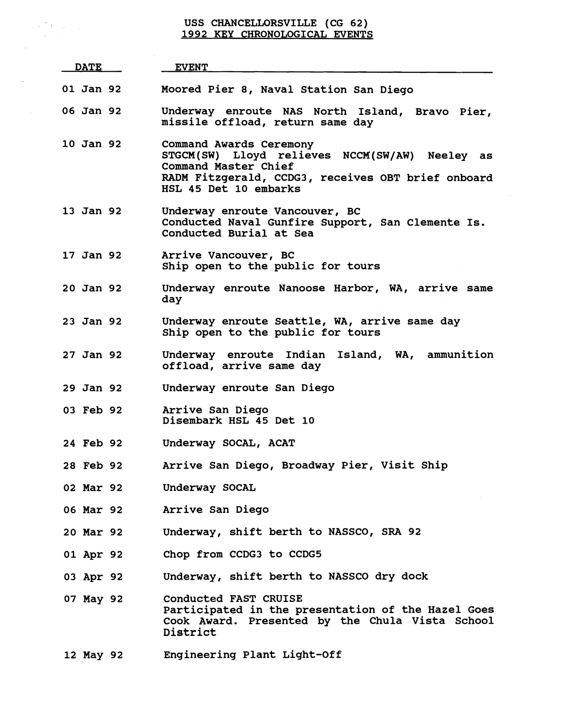# USS CHANCELLORSVILLE (CG 62)
## 1992 KEY CHRONOLOGICAL EVENTS

| DATE | EVENT |
|---|---|
| 01 Jan 92 | Moored Pier 8, Naval Station San Diego |
| 06 Jan 92 | Underway enroute NAS North Island, Bravo Pier, missile offload, return same day |
| 10 Jan 92 | Command Awards Ceremony<br>STGCM(SW) Lloyd relieves NCCM(SW/AW) Neeley as Command Master Chief<br>RADM Fitzgerald, CCDG3, receives OBT brief onboard<br>HSL 45 Det 10 embarks |
| 13 Jan 92 | Underway enroute Vancouver, BC<br>Conducted Naval Gunfire Support, San Clemente Is.<br>Conducted Burial at Sea |
| 17 Jan 92 | Arrive Vancouver, BC<br>Ship open to the public for tours |
| 20 Jan 92 | Underway enroute Nanoose Harbor, WA, arrive same day |
| 23 Jan 92 | Underway enroute Seattle, WA, arrive same day<br>Ship open to the public for tours |
| 27 Jan 92 | Underway enroute Indian Island, WA, ammunition offload, arrive same day |
| 29 Jan 92 | Underway enroute San Diego |
| 03 Feb 92 | Arrive San Diego<br>Disembark HSL 45 Det 10 |
| 24 Feb 92 | Underway SOCAL, ACAT |
| 28 Feb 92 | Arrive San Diego, Broadway Pier, Visit Ship |
| 02 Mar 92 | Underway SOCAL |
| 06 Mar 92 | Arrive San Diego |
| 20 Mar 92 | Underway, shift berth to NASSCO, SRA 92 |
| 01 Apr 92 | Chop from CCDG3 to CCDG5 |
| 03 Apr 92 | Underway, shift berth to NASSCO dry dock |
| 07 May 92 | Conducted FAST CRUISE<br>Participated in the presentation of the Hazel Goes Cook Award. Presented by the Chula Vista School District |
| 12 May 92 | Engineering Plant Light-Off |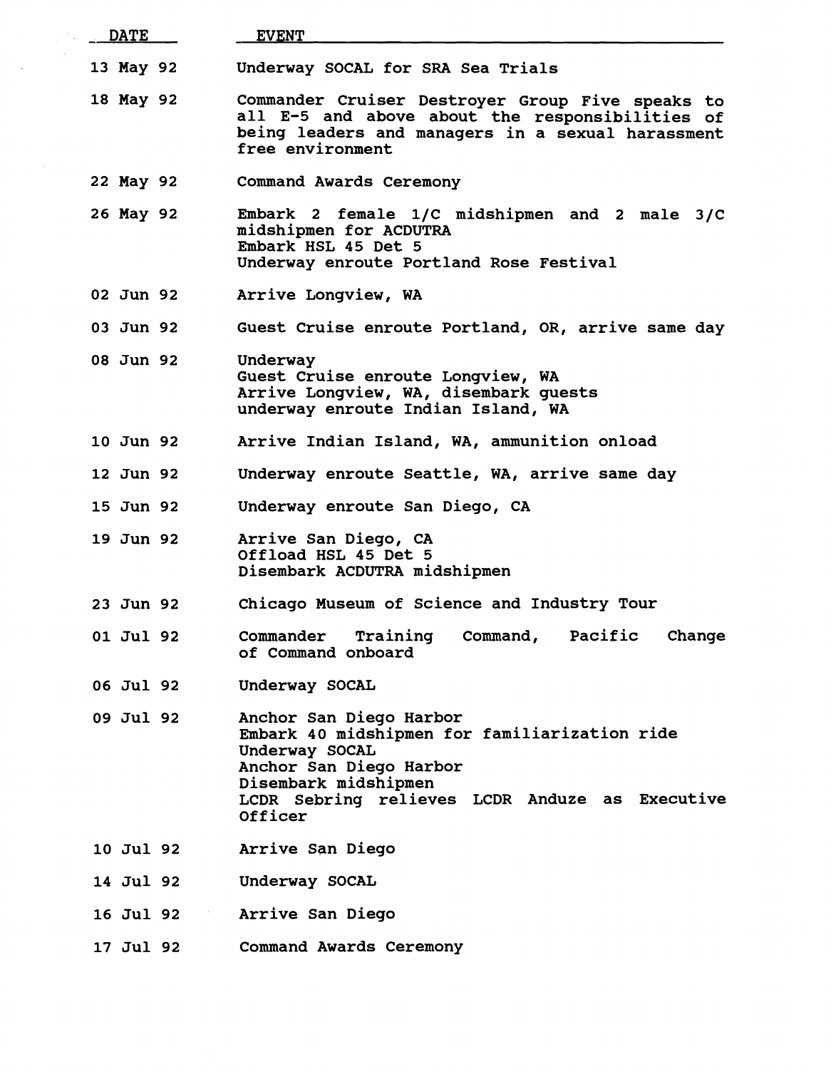| DATE | EVENT |
|---|---|
| 13 May 92 | Underway SOCAL for SRA Sea Trials |
| 18 May 92 | Commander Cruiser Destroyer Group Five speaks to all E-5 and above about the responsibilities of being leaders and managers in a sexual harassment free environment |
| 22 May 92 | Command Awards Ceremony |
| 26 May 92 | Embark 2 female 1/C midshipmen and 2 male 3/C midshipmen for ACDUTRA<br>Embark HSL 45 Det 5<br>Underway enroute Portland Rose Festival |
| 02 Jun 92 | Arrive Longview, WA |
| 03 Jun 92 | Guest Cruise enroute Portland, OR, arrive same day |
| 08 Jun 92 | Underway<br>Guest Cruise enroute Longview, WA<br>Arrive Longview, WA, disembark guests<br>underway enroute Indian Island, WA |
| 10 Jun 92 | Arrive Indian Island, WA, ammunition onload |
| 12 Jun 92 | Underway enroute Seattle, WA, arrive same day |
| 15 Jun 92 | Underway enroute San Diego, CA |
| 19 Jun 92 | Arrive San Diego, CA<br>Offload HSL 45 Det 5<br>Disembark ACDUTRA midshipmen |
| 23 Jun 92 | Chicago Museum of Science and Industry Tour |
| 01 Jul 92 | Commander Training Command, Pacific Change of Command onboard |
| 06 Jul 92 | Underway SOCAL |
| 09 Jul 92 | Anchor San Diego Harbor<br>Embark 40 midshipmen for familiarization ride<br>Underway SOCAL<br>Anchor San Diego Harbor<br>Disembark midshipmen<br>LCDR Sebring relieves LCDR Anduze as Executive Officer |
| 10 Jul 92 | Arrive San Diego |
| 14 Jul 92 | Underway SOCAL |
| 16 Jul 92 | Arrive San Diego |
| 17 Jul 92 | Command Awards Ceremony |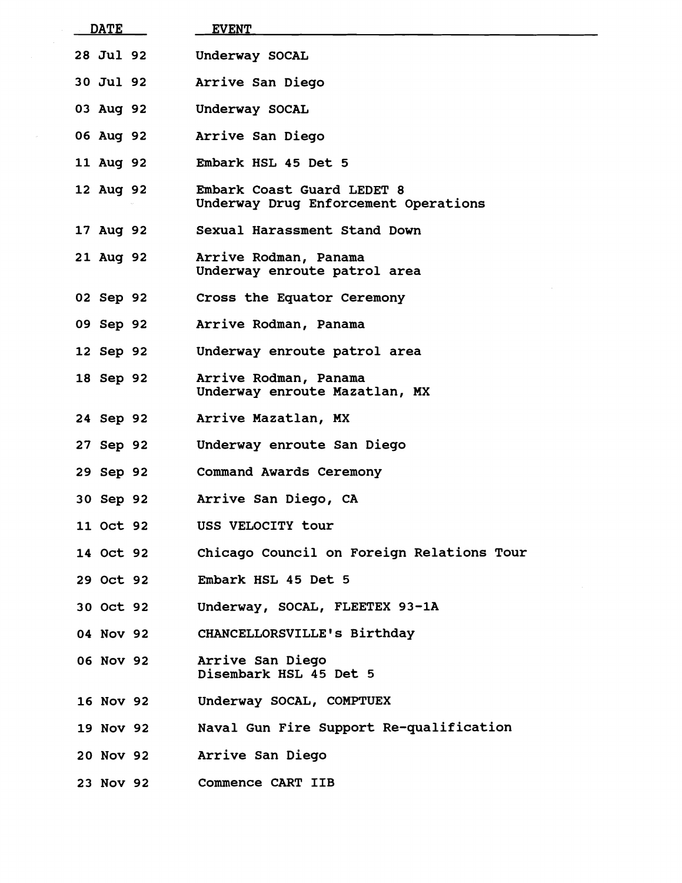| DATE | EVENT |
|---|---|
| 28 Jul 92 | Underway SOCAL |
| 30 Jul 92 | Arrive San Diego |
| 03 Aug 92 | Underway SOCAL |
| 06 Aug 92 | Arrive San Diego |
| 11 Aug 92 | Embark HSL 45 Det 5 |
| 12 Aug 92 | Embark Coast Guard LEDET 8<br>Underway Drug Enforcement Operations |
| 17 Aug 92 | Sexual Harassment Stand Down |
| 21 Aug 92 | Arrive Rodman, Panama<br>Underway enroute patrol area |
| 02 Sep 92 | Cross the Equator Ceremony |
| 09 Sep 92 | Arrive Rodman, Panama |
| 12 Sep 92 | Underway enroute patrol area |
| 18 Sep 92 | Arrive Rodman, Panama<br>Underway enroute Mazatlan, MX |
| 24 Sep 92 | Arrive Mazatlan, MX |
| 27 Sep 92 | Underway enroute San Diego |
| 29 Sep 92 | Command Awards Ceremony |
| 30 Sep 92 | Arrive San Diego, CA |
| 11 Oct 92 | USS VELOCITY tour |
| 14 Oct 92 | Chicago Council on Foreign Relations Tour |
| 29 Oct 92 | Embark HSL 45 Det 5 |
| 30 Oct 92 | Underway, SOCAL, FLEETEX 93-1A |
| 04 Nov 92 | CHANCELLORSVILLE's Birthday |
| 06 Nov 92 | Arrive San Diego<br>Disembark HSL 45 Det 5 |
| 16 Nov 92 | Underway SOCAL, COMPTUEX |
| 19 Nov 92 | Naval Gun Fire Support Re-qualification |
| 20 Nov 92 | Arrive San Diego |
| 23 Nov 92 | Commence CART IIB |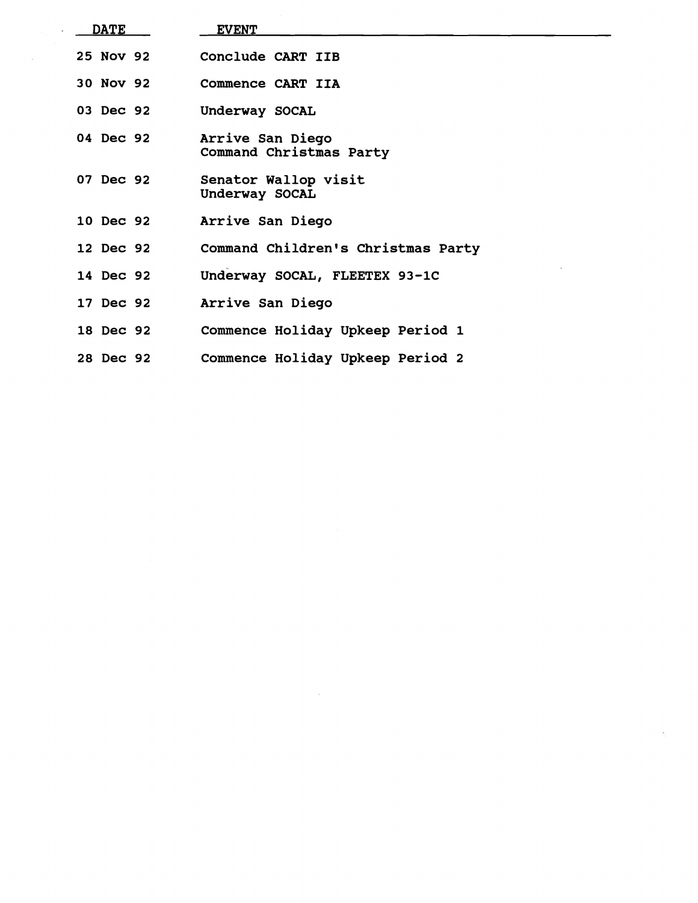| DATE | EVENT |
| --- | --- |
| 25 Nov 92 | Conclude CART IIB |
| 30 Nov 92 | Commence CART IIA |
| 03 Dec 92 | Underway SOCAL |
| 04 Dec 92 | Arrive San Diego<br>Command Christmas Party |
| 07 Dec 92 | Senator Wallop visit<br>Underway SOCAL |
| 10 Dec 92 | Arrive San Diego |
| 12 Dec 92 | Command Children's Christmas Party |
| 14 Dec 92 | Underway SOCAL, FLEETEX 93-1C |
| 17 Dec 92 | Arrive San Diego |
| 18 Dec 92 | Commence Holiday Upkeep Period 1 |
| 28 Dec 92 | Commence Holiday Upkeep Period 2 |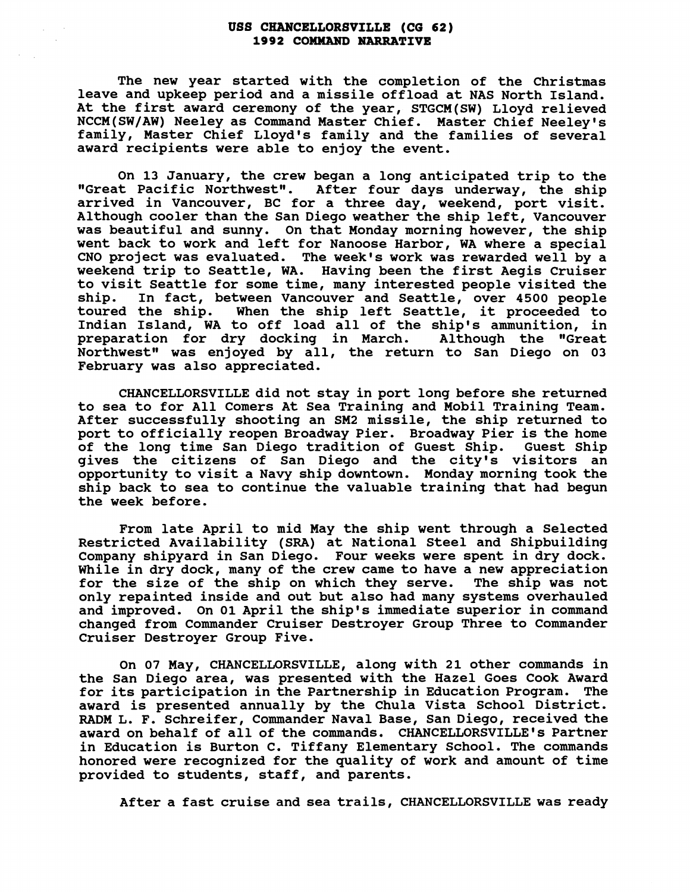# USS CHANCELLORSVILLE (CG 62)
## 1992 COMMAND NARRATIVE

The new year started with the completion of the Christmas leave and upkeep period and a missile offload at NAS North Island. At the first award ceremony of the year, STGCM(SW) Lloyd relieved NCCM(SW/AW) Neeley as Command Master Chief. Master Chief Neeley's family, Master Chief Lloyd's family and the families of several award recipients were able to enjoy the event.

On 13 January, the crew began a long anticipated trip to the "Great Pacific Northwest". After four days underway, the ship arrived in Vancouver, BC for a three day, weekend, port visit. Although cooler than the San Diego weather the ship left, Vancouver was beautiful and sunny. On that Monday morning however, the ship went back to work and left for Nanoose Harbor, WA where a special CNO project was evaluated. The week's work was rewarded well by a weekend trip to Seattle, WA. Having been the first Aegis Cruiser to visit Seattle for some time, many interested people visited the ship. In fact, between Vancouver and Seattle, over 4500 people toured the ship. When the ship left Seattle, it proceeded to Indian Island, WA to off load all of the ship's ammunition, in preparation for dry docking in March. Although the "Great Northwest" was enjoyed by all, the return to San Diego on 03 February was also appreciated.

CHANCELLORSVILLE did not stay in port long before she returned to sea to for All Comers At Sea Training and Mobil Training Team. After successfully shooting an SM2 missile, the ship returned to port to officially reopen Broadway Pier. Broadway Pier is the home of the long time San Diego tradition of Guest Ship. Guest Ship gives the citizens of San Diego and the city's visitors an opportunity to visit a Navy ship downtown. Monday morning took the ship back to sea to continue the valuable training that had begun the week before.

From late April to mid May the ship went through a Selected Restricted Availability (SRA) at National Steel and Shipbuilding Company shipyard in San Diego. Four weeks were spent in dry dock. While in dry dock, many of the crew came to have a new appreciation for the size of the ship on which they serve. The ship was not only repainted inside and out but also had many systems overhauled and improved. On 01 April the ship's immediate superior in command changed from Commander Cruiser Destroyer Group Three to Commander Cruiser Destroyer Group Five.

On 07 May, CHANCELLORSVILLE, along with 21 other commands in the San Diego area, was presented with the Hazel Goes Cook Award for its participation in the Partnership in Education Program. The award is presented annually by the Chula Vista School District. RADM L. F. Schreifer, Commander Naval Base, San Diego, received the award on behalf of all of the commands. CHANCELLORSVILLE's Partner in Education is Burton C. Tiffany Elementary School. The commands honored were recognized for the quality of work and amount of time provided to students, staff, and parents.

After a fast cruise and sea trails, CHANCELLORSVILLE was ready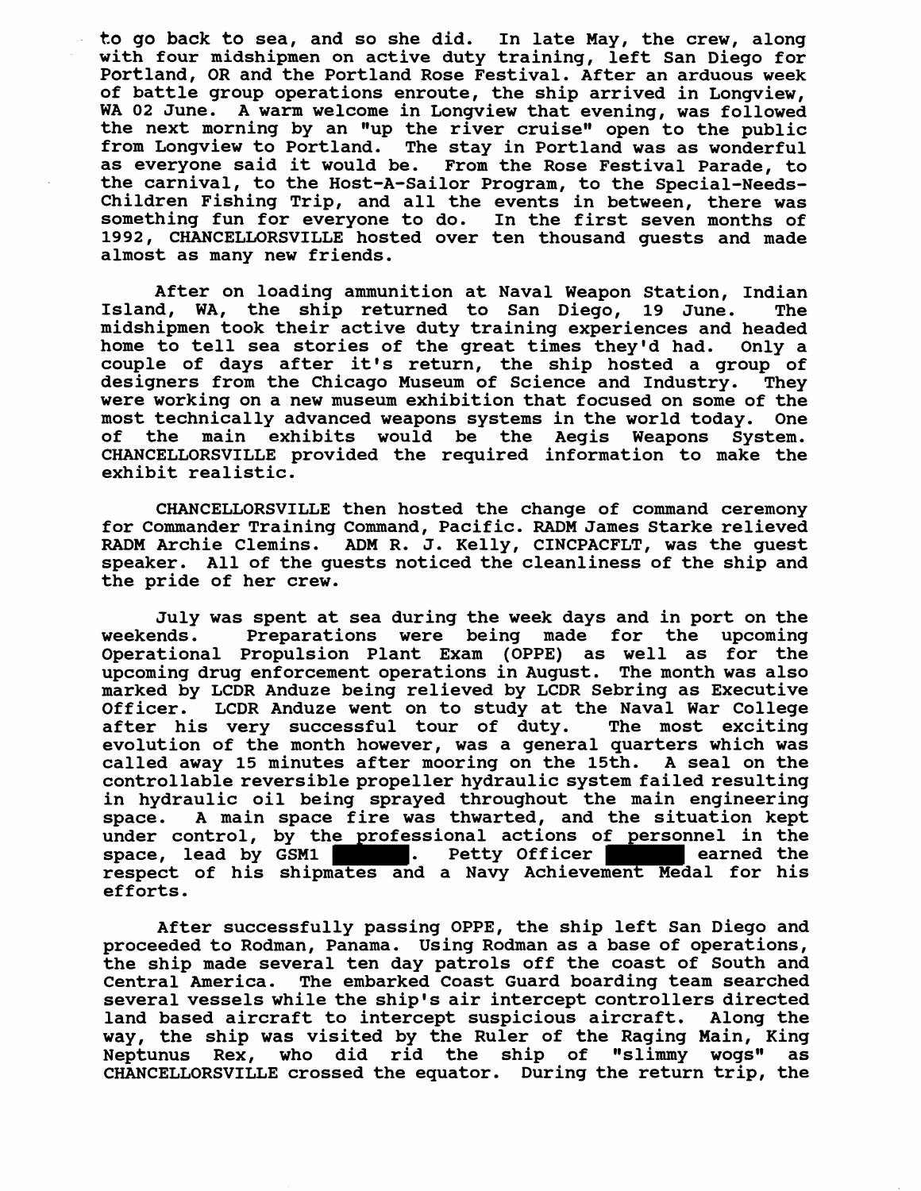to go back to sea, and so she did. In late May, the crew, along with four midshipmen on active duty training, left San Diego for Portland, OR and the Portland Rose Festival. After an arduous week of battle group operations enroute, the ship arrived in Longview, WA 02 June. A warm welcome in Longview that evening, was followed the next morning by an "up the river cruise" open to the public from Longview to Portland. The stay in Portland was as wonderful as everyone said it would be. From the Rose Festival Parade, to the carnival, to the Host-A-Sailor Program, to the Special-Needs-Children Fishing Trip, and all the events in between, there was something fun for everyone to do. In the first seven months of 1992, CHANCELLORSVILLE hosted over ten thousand guests and made almost as many new friends.

After on loading ammunition at Naval Weapon Station, Indian Island, WA, the ship returned to San Diego, 19 June. The midshipmen took their active duty training experiences and headed home to tell sea stories of the great times they'd had. Only a couple of days after it's return, the ship hosted a group of designers from the Chicago Museum of Science and Industry. They were working on a new museum exhibition that focused on some of the most technically advanced weapons systems in the world today. One of the main exhibits would be the Aegis Weapons System. CHANCELLORSVILLE provided the required information to make the exhibit realistic.

CHANCELLORSVILLE then hosted the change of command ceremony for Commander Training Command, Pacific. RADM James Starke relieved RADM Archie Clemins. ADM R. J. Kelly, CINCPACFLT, was the guest speaker. All of the guests noticed the cleanliness of the ship and the pride of her crew.

July was spent at sea during the week days and in port on the weekends. Preparations were being made for the upcoming Operational Propulsion Plant Exam (OPPE) as well as for the upcoming drug enforcement operations in August. The month was also marked by LCDR Anduze being relieved by LCDR Sebring as Executive Officer. LCDR Anduze went on to study at the Naval War College after his very successful tour of duty. The most exciting evolution of the month however, was a general quarters which was called away 15 minutes after mooring on the 15th. A seal on the controllable reversible propeller hydraulic system failed resulting in hydraulic oil being sprayed throughout the main engineering space. A main space fire was thwarted, and the situation kept under control, by the professional actions of personnel in the space, lead by GSM1 ██████. Petty Officer ██████ earned the respect of his shipmates and a Navy Achievement Medal for his efforts.

After successfully passing OPPE, the ship left San Diego and proceeded to Rodman, Panama. Using Rodman as a base of operations, the ship made several ten day patrols off the coast of South and Central America. The embarked Coast Guard boarding team searched several vessels while the ship's air intercept controllers directed land based aircraft to intercept suspicious aircraft. Along the way, the ship was visited by the Ruler of the Raging Main, King Neptunus Rex, who did rid the ship of "slimmy wogs" as CHANCELLORSVILLE crossed the equator. During the return trip, the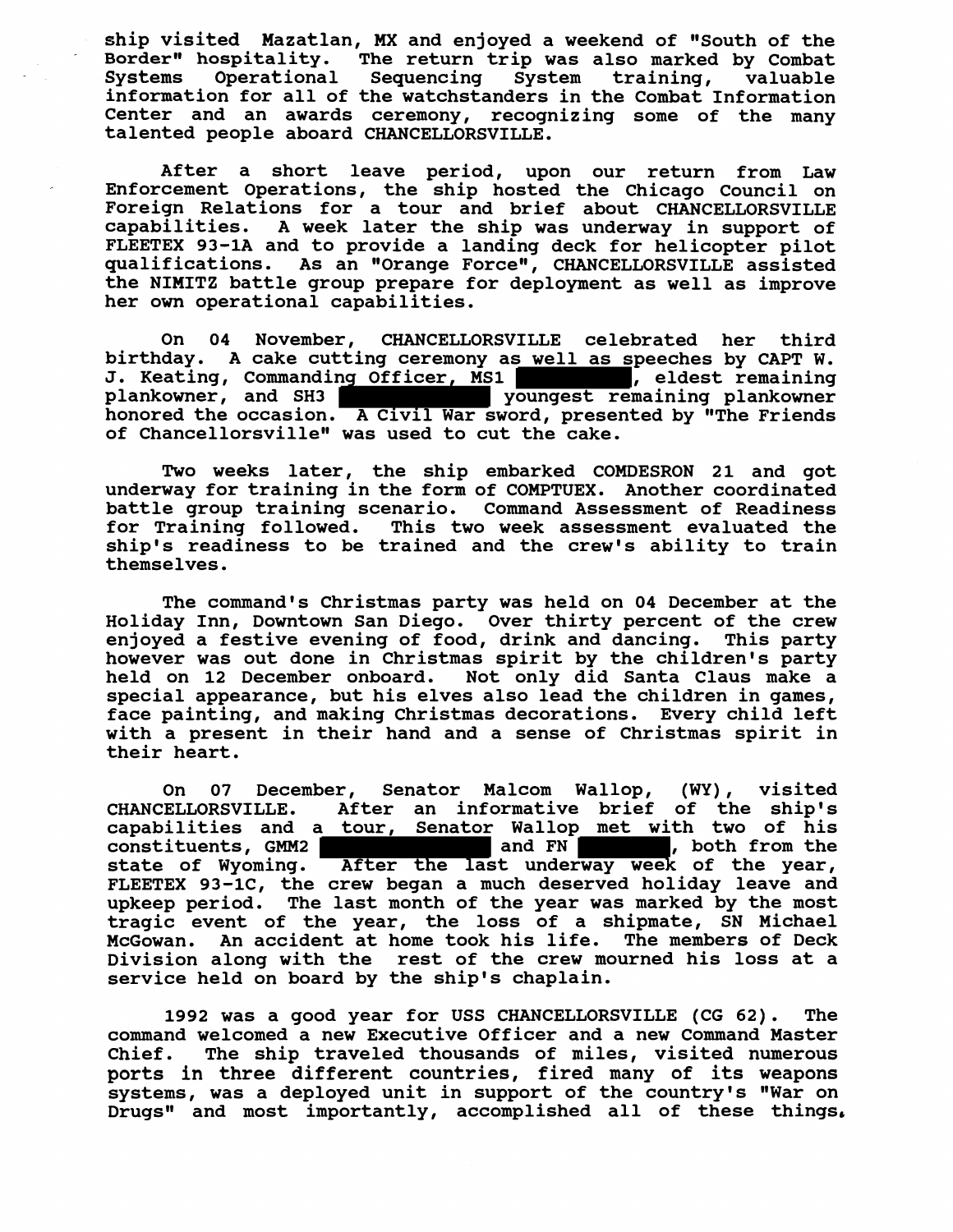ship visited Mazatlan, MX and enjoyed a weekend of "South of the Border" hospitality. The return trip was also marked by Combat Systems Operational Sequencing System training, valuable information for all of the watchstanders in the Combat Information Center and an awards ceremony, recognizing some of the many talented people aboard CHANCELLORSVILLE.

After a short leave period, upon our return from Law Enforcement Operations, the ship hosted the Chicago Council on Foreign Relations for a tour and brief about CHANCELLORSVILLE capabilities. A week later the ship was underway in support of FLEETEX 93-1A and to provide a landing deck for helicopter pilot qualifications. As an "Orange Force", CHANCELLORSVILLE assisted the NIMITZ battle group prepare for deployment as well as improve her own operational capabilities.

On 04 November, CHANCELLORSVILLE celebrated her third birthday. A cake cutting ceremony as well as speeches by CAPT W. J. Keating, Commanding Officer, MS1 ██████████, eldest remaining plankowner, and SH3 ██████████ youngest remaining plankowner honored the occasion. A Civil War sword, presented by "The Friends of Chancellorsville" was used to cut the cake.

Two weeks later, the ship embarked COMDESRON 21 and got underway for training in the form of COMPTUEX. Another coordinated battle group training scenario. Command Assessment of Readiness for Training followed. This two week assessment evaluated the ship's readiness to be trained and the crew's ability to train themselves.

The command's Christmas party was held on 04 December at the Holiday Inn, Downtown San Diego. Over thirty percent of the crew enjoyed a festive evening of food, drink and dancing. This party however was out done in Christmas spirit by the children's party held on 12 December onboard. Not only did Santa Claus make a special appearance, but his elves also lead the children in games, face painting, and making Christmas decorations. Every child left with a present in their hand and a sense of Christmas spirit in their heart.

On 07 December, Senator Malcom Wallop, (WY), visited CHANCELLORSVILLE. After an informative brief of the ship's capabilities and a tour, Senator Wallop met with two of his constituents, GMM2 ██████████ and FN ██████████, both from the state of Wyoming. After the last underway week of the year, FLEETEX 93-1C, the crew began a much deserved holiday leave and upkeep period. The last month of the year was marked by the most tragic event of the year, the loss of a shipmate, SN Michael McGowan. An accident at home took his life. The members of Deck Division along with the rest of the crew mourned his loss at a service held on board by the ship's chaplain.

1992 was a good year for USS CHANCELLORSVILLE (CG 62). The command welcomed a new Executive Officer and a new Command Master Chief. The ship traveled thousands of miles, visited numerous ports in three different countries, fired many of its weapons systems, was a deployed unit in support of the country's "War on Drugs" and most importantly, accomplished all of these things.